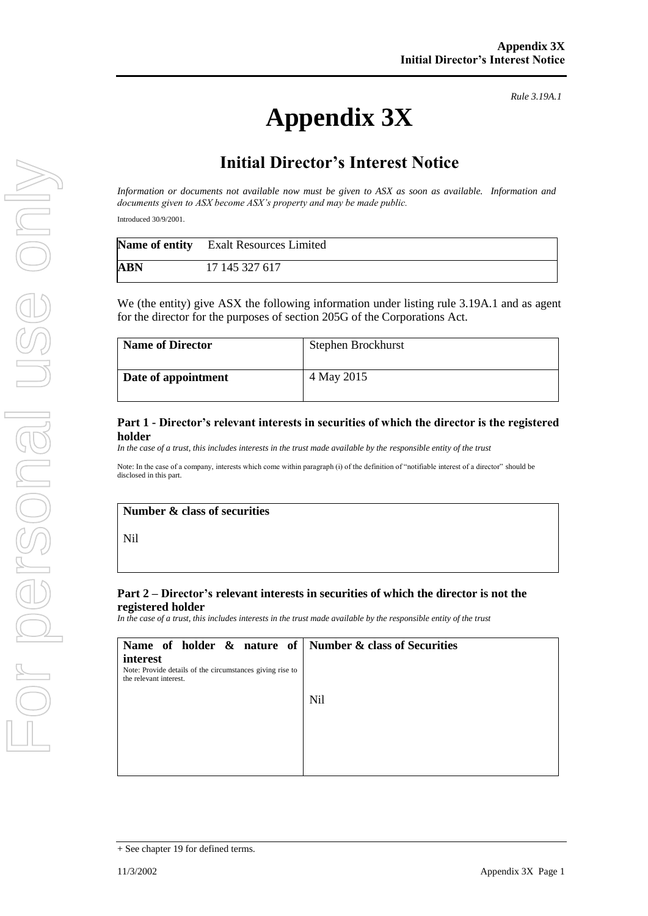*Rule 3.19A.1*

# Appendix 3X

## Initial Director's Interest Notice

*Information or documents not available now must be given to ASX as soon as available. Information and documents given to ASX become ASX's property and may be made public.*

Introduced 30/9/2001.

| | |
|---|---|
| **Name of entity** | Exalt Resources Limited |
| **ABN** | 17 145 327 617 |

We (the entity) give ASX the following information under listing rule 3.19A.1 and as agent for the director for the purposes of section 205G of the Corporations Act.

| | |
|---|---|
| **Name of Director** | Stephen Brockhurst |
| **Date of appointment** | 4 May 2015 |

### Part 1 - Director's relevant interests in securities of which the director is the registered holder

*In the case of a trust, this includes interests in the trust made available by the responsible entity of the trust*

Note: In the case of a company, interests which come within paragraph (i) of the definition of "notifiable interest of a director" should be disclosed in this part.

| **Number & class of securities** |
|---|
| Nil |

### Part 2 – Director's relevant interests in securities of which the director is not the registered holder

*In the case of a trust, this includes interests in the trust made available by the responsible entity of the trust*

| **Name of holder & nature of interest** <br> Note: Provide details of the circumstances giving rise to the relevant interest. | **Number & class of Securities** |
|---|---|
| | Nil |

+ See chapter 19 for defined terms.

11/3/2002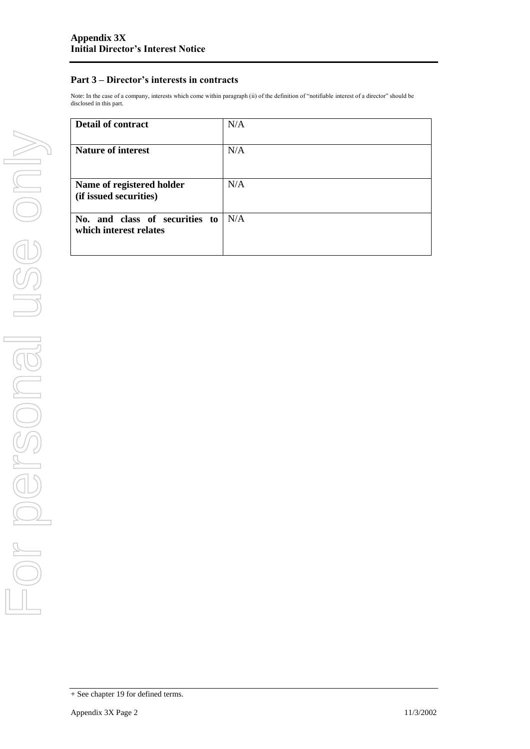## Part 3 – Director's interests in contracts

Note: In the case of a company, interests which come within paragraph (ii) of the definition of "notifiable interest of a director" should be disclosed in this part.

| | |
|---|---|
| **Detail of contract** | N/A |
| **Nature of interest** | N/A |
| **Name of registered holder (if issued securities)** | N/A |
| **No. and class of securities to which interest relates** | N/A |

+ See chapter 19 for defined terms.